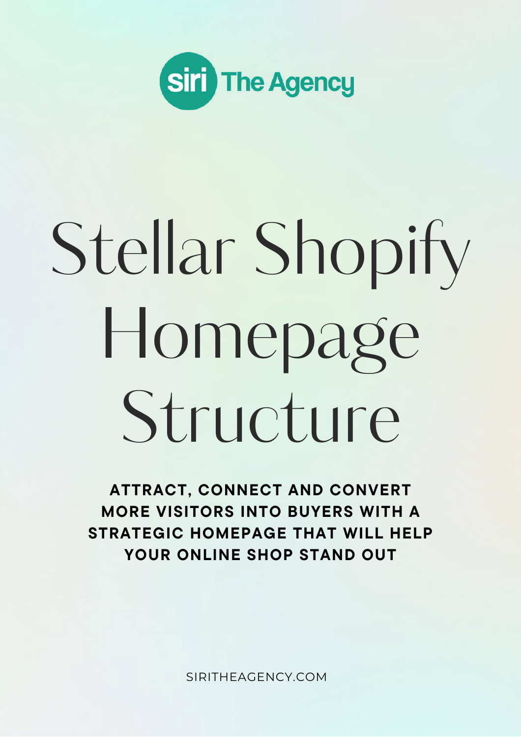siri The Agency

# Stellar Shopify Homepage Structure

**ATTRACT, CONNECT AND CONVERT MORE VISITORS INTO BUYERS WITH A STRATEGIC HOMEPAGE THAT WILL HELP YOUR ONLINE SHOP STAND OUT**

SIRITHEAGENCY.COM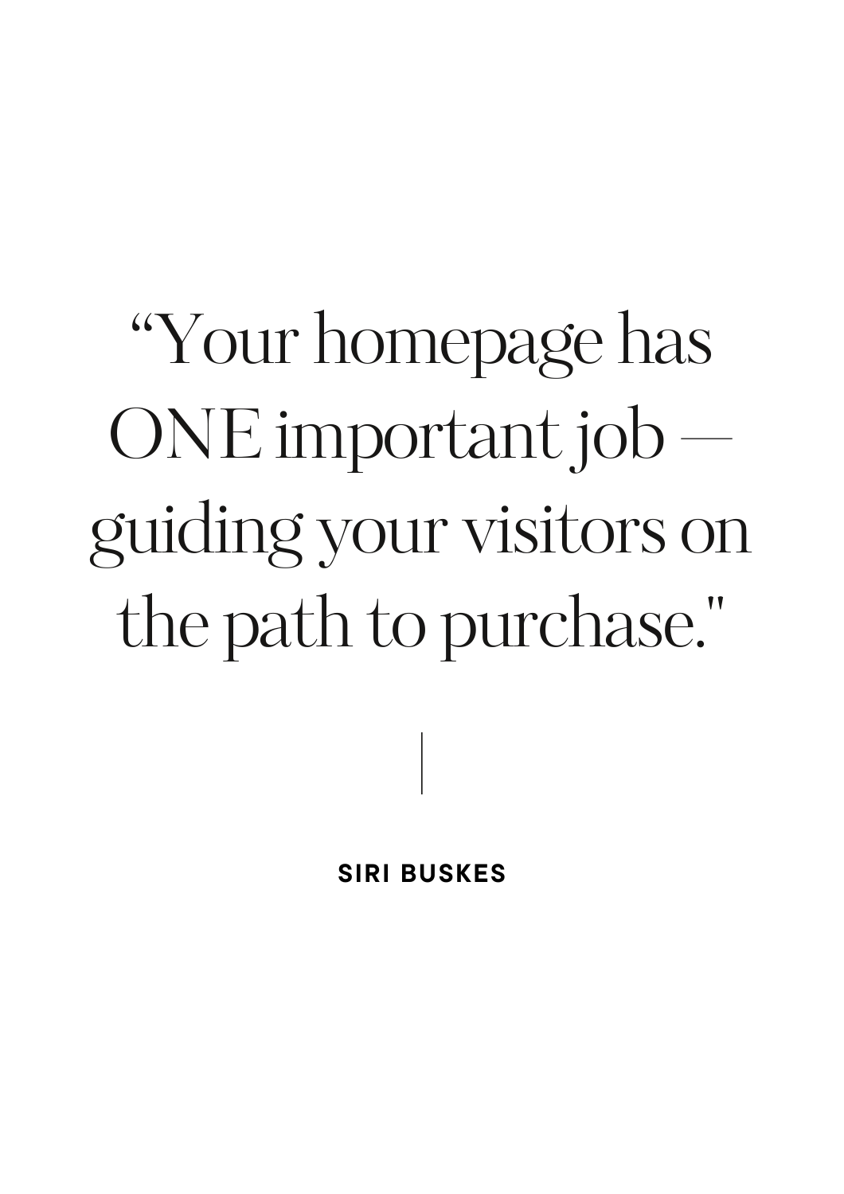“Your homepage has ONE important job — guiding your visitors on the path to purchase."

**SIRI BUSKES**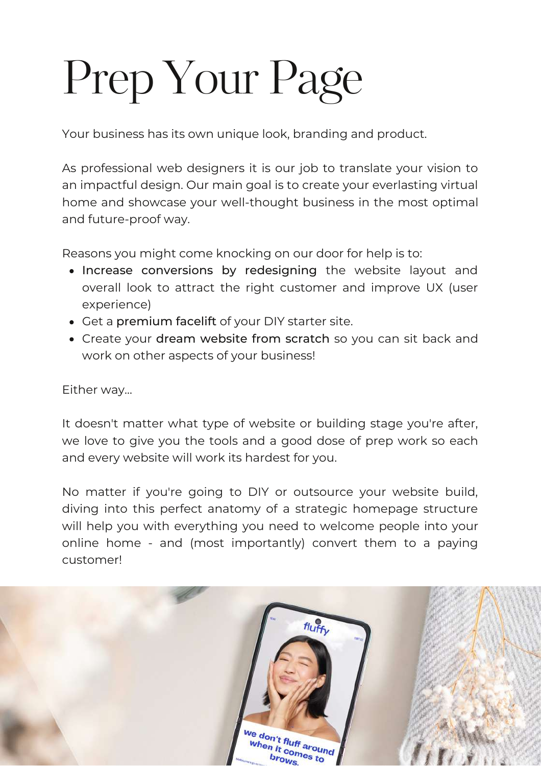# Prep Your Page

Your business has its own unique look, branding and product.

As professional web designers it is our job to translate your vision to an impactful design. Our main goal is to create your everlasting virtual home and showcase your well-thought business in the most optimal and future-proof way.

Reasons you might come knocking on our door for help is to:

- Increase conversions by redesigning the website layout and overall look to attract the right customer and improve UX (user experience)
- Get a premium facelift of your DIY starter site.
- Create your dream website from scratch so you can sit back and work on other aspects of your business!

Either way...

It doesn't matter what type of website or building stage you're after, we love to give you the tools and a good dose of prep work so each and every website will work its hardest for you.

No matter if you're going to DIY or outsource your website build, diving into this perfect anatomy of a strategic homepage structure will help you with everything you need to welcome people into your online home - and (most importantly) convert them to a paying customer!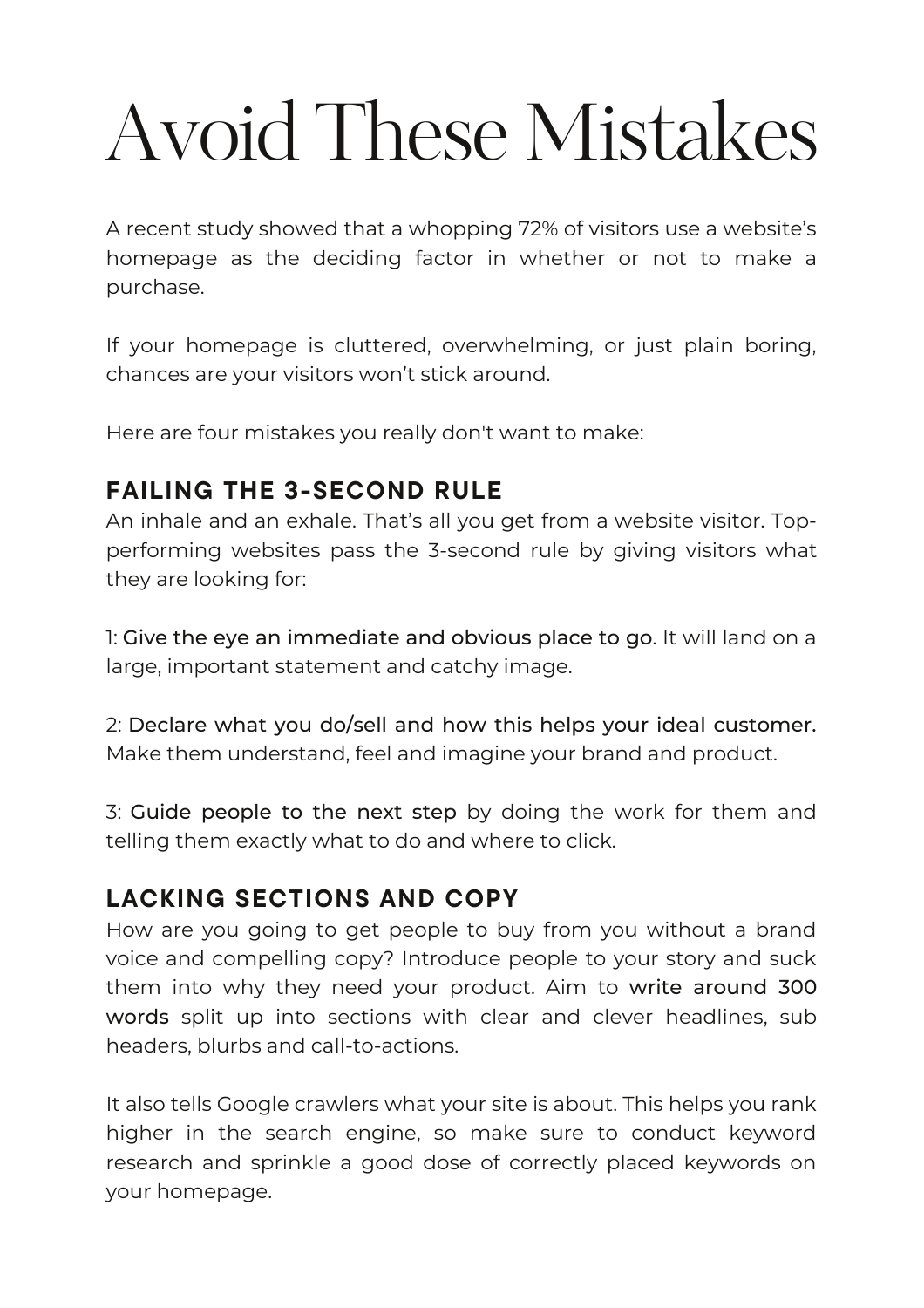# Avoid These Mistakes

A recent study showed that a whopping 72% of visitors use a website's homepage as the deciding factor in whether or not to make a purchase.

If your homepage is cluttered, overwhelming, or just plain boring, chances are your visitors won't stick around.

Here are four mistakes you really don't want to make:

## FAILING THE 3-SECOND RULE

An inhale and an exhale. That's all you get from a website visitor. Top-performing websites pass the 3-second rule by giving visitors what they are looking for:

1: Give the eye an immediate and obvious place to go. It will land on a large, important statement and catchy image.

2: Declare what you do/sell and how this helps your ideal customer. Make them understand, feel and imagine your brand and product.

3: Guide people to the next step by doing the work for them and telling them exactly what to do and where to click.

## LACKING SECTIONS AND COPY

How are you going to get people to buy from you without a brand voice and compelling copy? Introduce people to your story and suck them into why they need your product. Aim to write around 300 words split up into sections with clear and clever headlines, sub headers, blurbs and call-to-actions.

It also tells Google crawlers what your site is about. This helps you rank higher in the search engine, so make sure to conduct keyword research and sprinkle a good dose of correctly placed keywords on your homepage.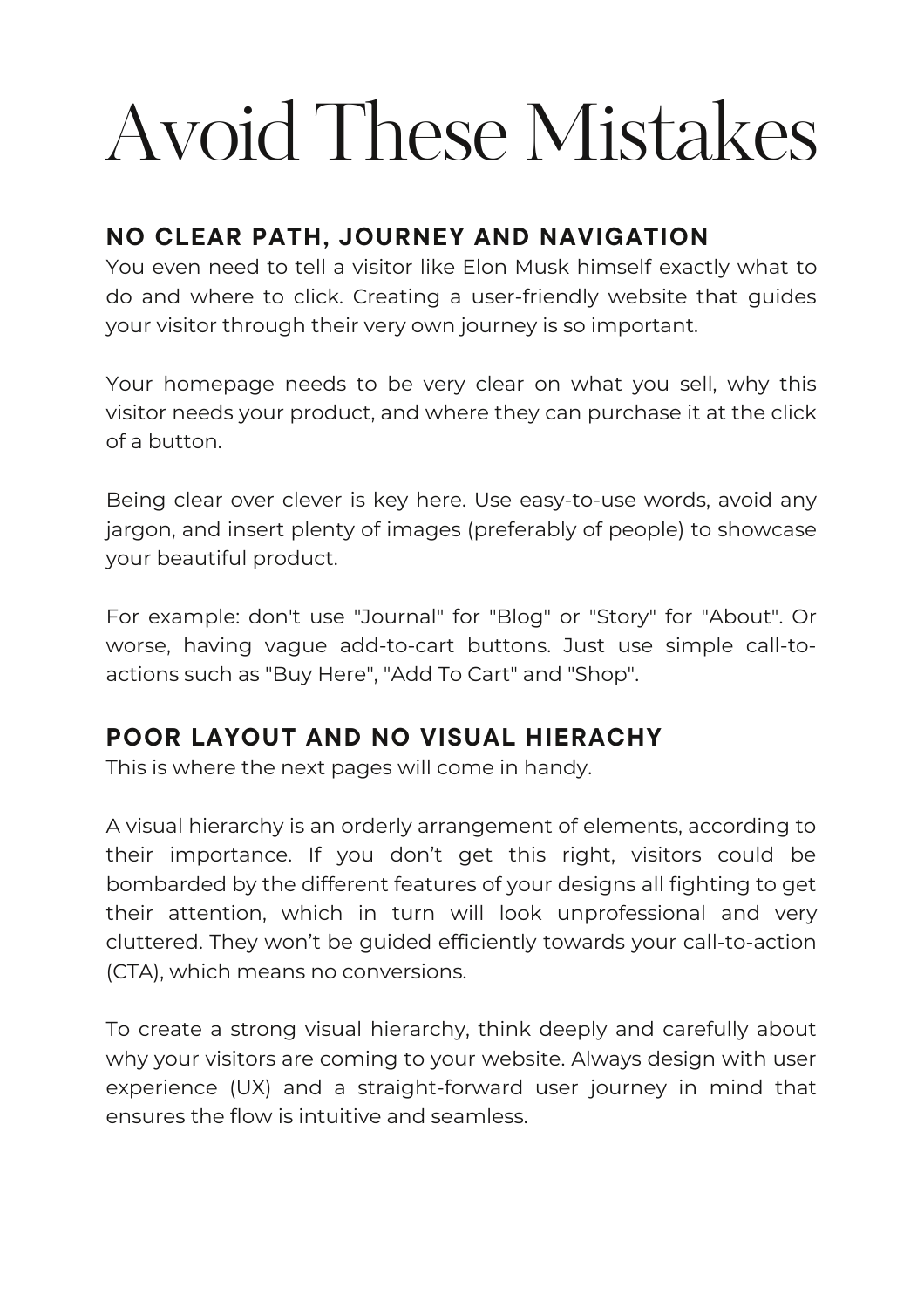# Avoid These Mistakes

## NO CLEAR PATH, JOURNEY AND NAVIGATION

You even need to tell a visitor like Elon Musk himself exactly what to do and where to click. Creating a user-friendly website that guides your visitor through their very own journey is so important.

Your homepage needs to be very clear on what you sell, why this visitor needs your product, and where they can purchase it at the click of a button.

Being clear over clever is key here. Use easy-to-use words, avoid any jargon, and insert plenty of images (preferably of people) to showcase your beautiful product.

For example: don't use "Journal" for "Blog" or "Story" for "About". Or worse, having vague add-to-cart buttons. Just use simple call-to-actions such as "Buy Here", "Add To Cart" and "Shop".

## POOR LAYOUT AND NO VISUAL HIERACHY

This is where the next pages will come in handy.

A visual hierarchy is an orderly arrangement of elements, according to their importance. If you don't get this right, visitors could be bombarded by the different features of your designs all fighting to get their attention, which in turn will look unprofessional and very cluttered. They won't be guided efficiently towards your call-to-action (CTA), which means no conversions.

To create a strong visual hierarchy, think deeply and carefully about why your visitors are coming to your website. Always design with user experience (UX) and a straight-forward user journey in mind that ensures the flow is intuitive and seamless.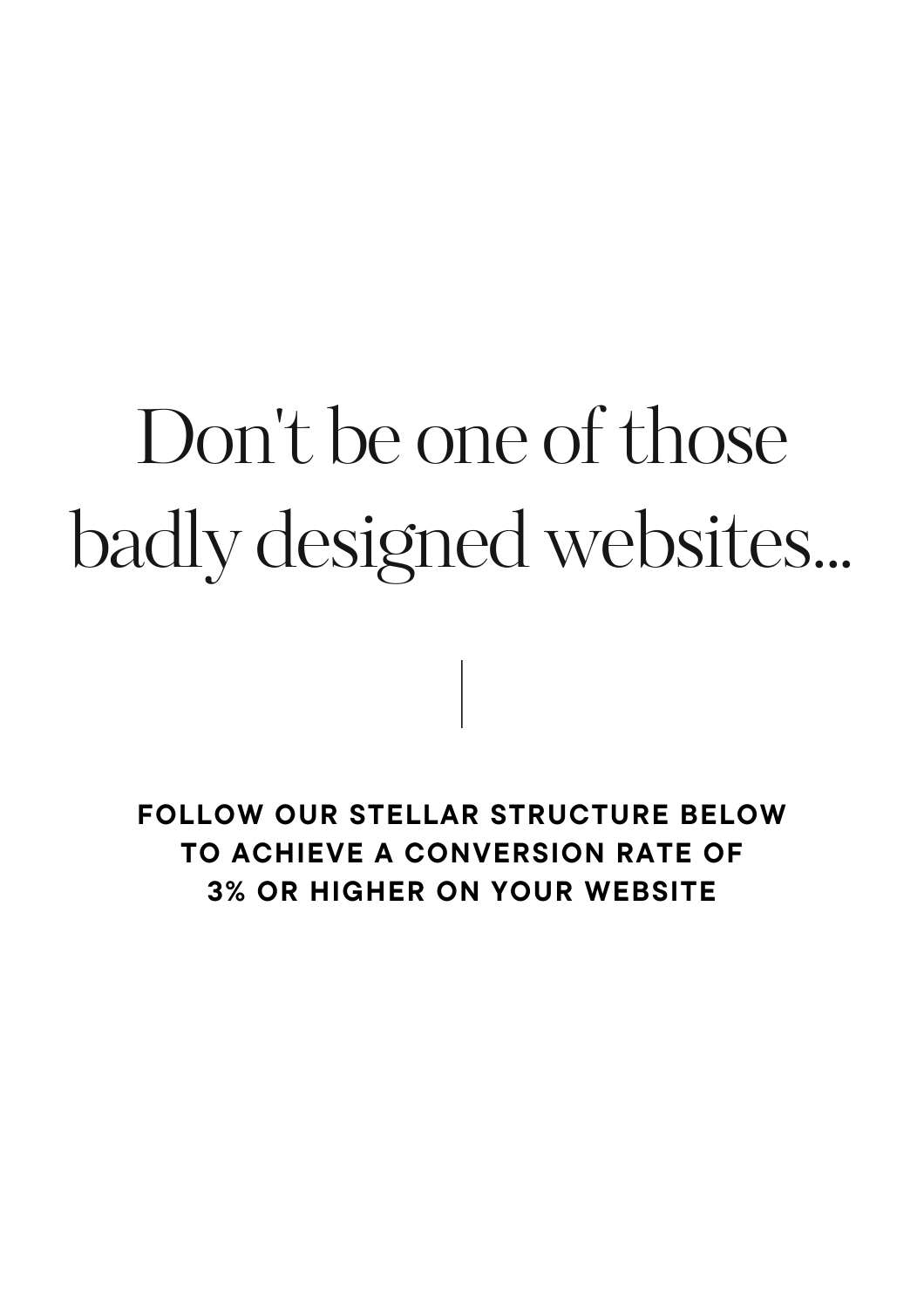# Don't be one of those badly designed websites...

**FOLLOW OUR STELLAR STRUCTURE BELOW TO ACHIEVE A CONVERSION RATE OF 3% OR HIGHER ON YOUR WEBSITE**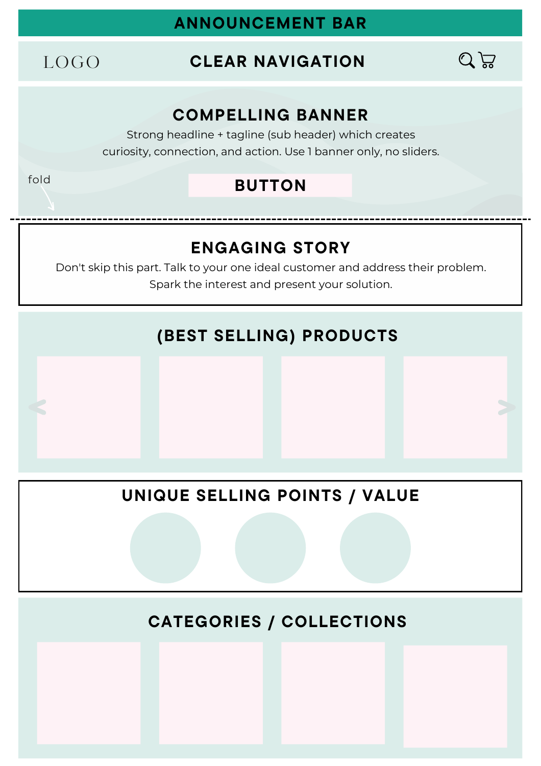ANNOUNCEMENT BAR

LOGO — CLEAR NAVIGATION

## COMPELLING BANNER

Strong headline + tagline (sub header) which creates curiosity, connection, and action. Use 1 banner only, no sliders.

fold

BUTTON

## ENGAGING STORY

Don't skip this part. Talk to your one ideal customer and address their problem. Spark the interest and present your solution.

## (BEST SELLING) PRODUCTS

## UNIQUE SELLING POINTS / VALUE

## CATEGORIES / COLLECTIONS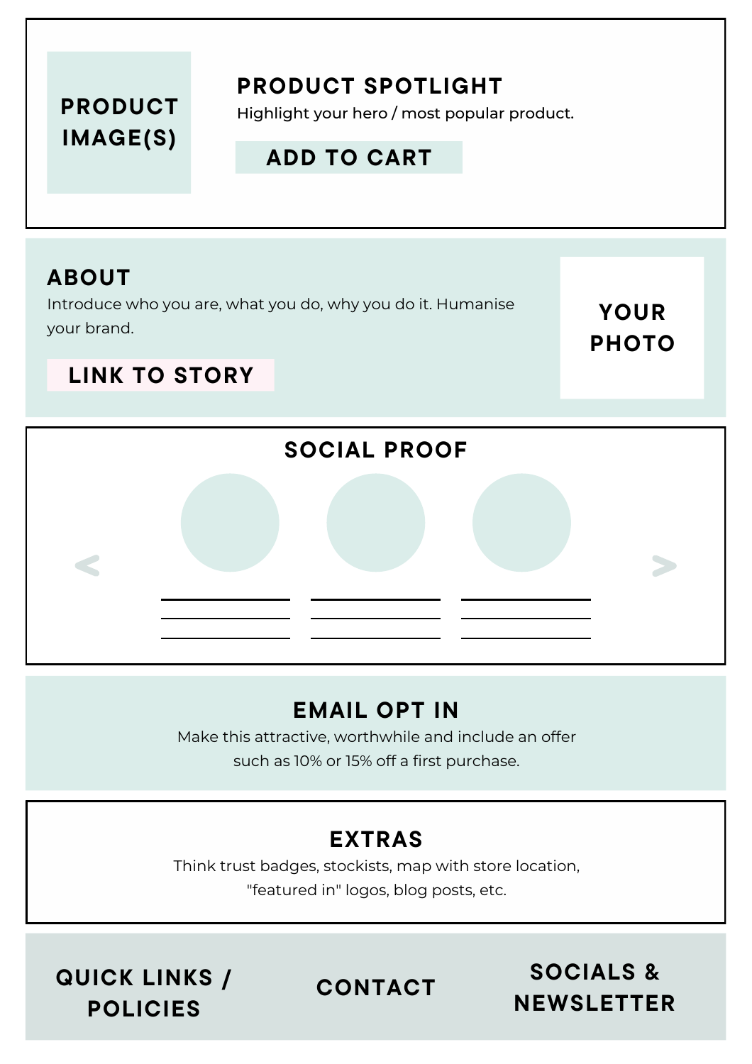PRODUCT IMAGE(S)

## PRODUCT SPOTLIGHT

Highlight your hero / most popular product.

ADD TO CART

## ABOUT

Introduce who you are, what you do, why you do it. Humanise your brand.

LINK TO STORY

YOUR PHOTO

## SOCIAL PROOF

< >

## EMAIL OPT IN

Make this attractive, worthwhile and include an offer such as 10% or 15% off a first purchase.

## EXTRAS

Think trust badges, stockists, map with store location, "featured in" logos, blog posts, etc.

QUICK LINKS / POLICIES

CONTACT

SOCIALS & NEWSLETTER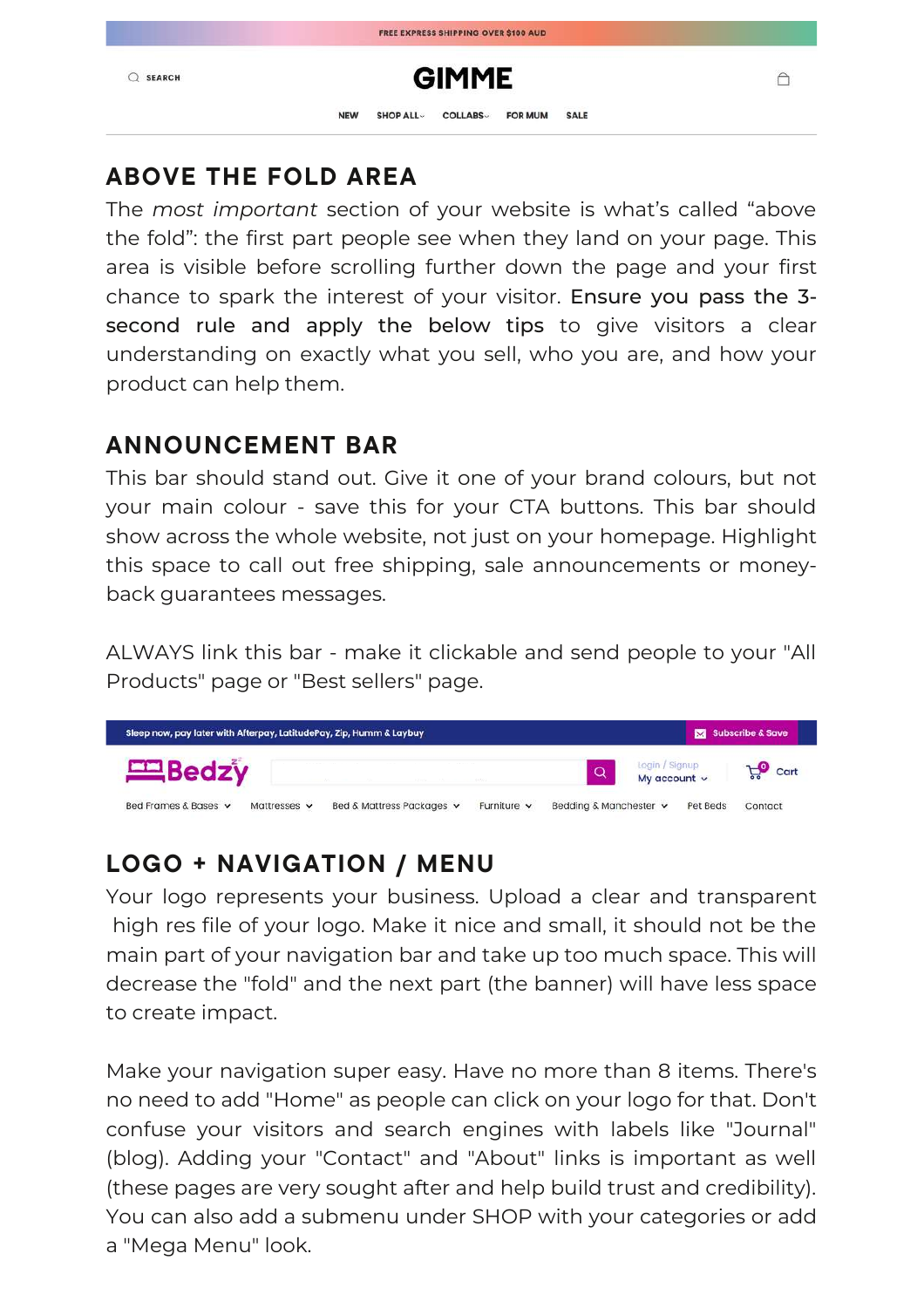## ABOVE THE FOLD AREA

The *most important* section of your website is what's called "above the fold": the first part people see when they land on your page. This area is visible before scrolling further down the page and your first chance to spark the interest of your visitor. **Ensure you pass the 3-second rule and apply the below tips** to give visitors a clear understanding on exactly what you sell, who you are, and how your product can help them.

## ANNOUNCEMENT BAR

This bar should stand out. Give it one of your brand colours, but not your main colour - save this for your CTA buttons. This bar should show across the whole website, not just on your homepage. Highlight this space to call out free shipping, sale announcements or money-back guarantees messages.

ALWAYS link this bar - make it clickable and send people to your "All Products" page or "Best sellers" page.

## LOGO + NAVIGATION / MENU

Your logo represents your business. Upload a clear and transparent high res file of your logo. Make it nice and small, it should not be the main part of your navigation bar and take up too much space. This will decrease the "fold" and the next part (the banner) will have less space to create impact.

Make your navigation super easy. Have no more than 8 items. There's no need to add "Home" as people can click on your logo for that. Don't confuse your visitors and search engines with labels like "Journal" (blog). Adding your "Contact" and "About" links is important as well (these pages are very sought after and help build trust and credibility). You can also add a submenu under SHOP with your categories or add a "Mega Menu" look.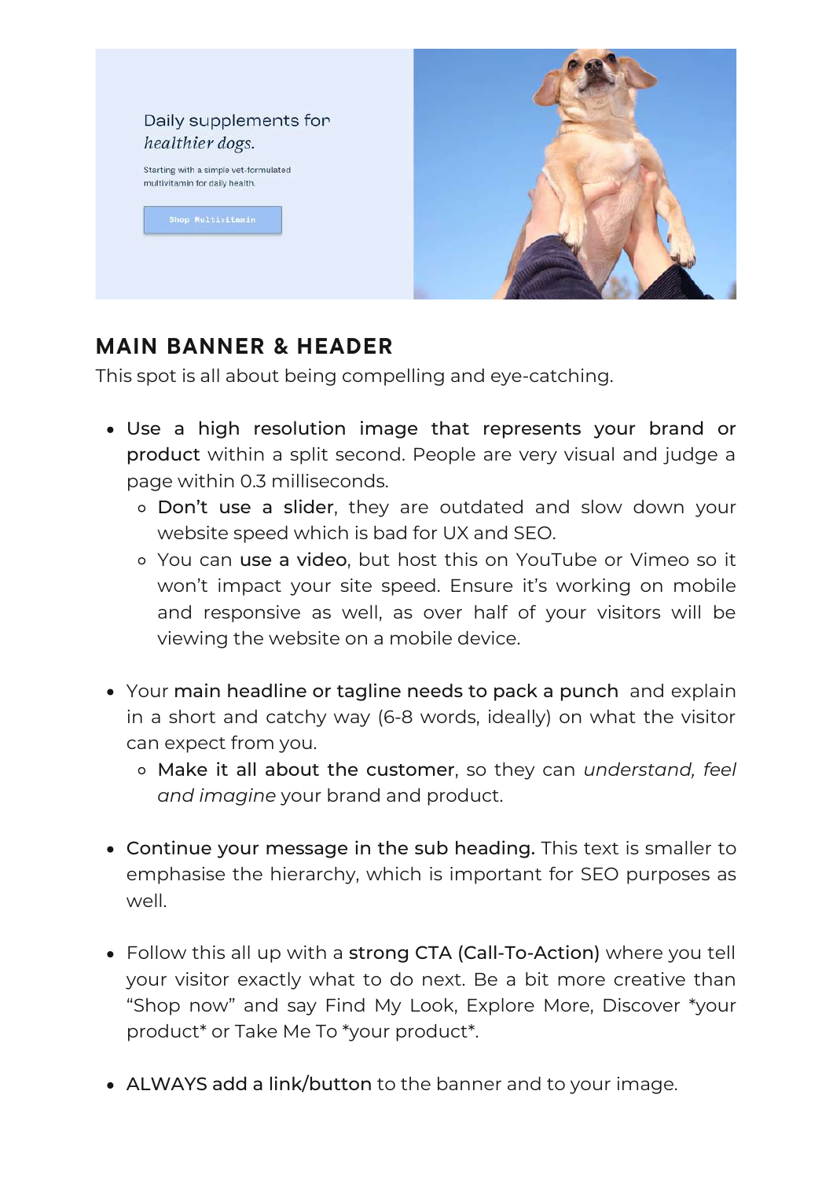Daily supplements for *healthier dogs.*

Starting with a simple vet-formulated multivitamin for daily health.

Shop Multivitamin

## MAIN BANNER & HEADER

This spot is all about being compelling and eye-catching.

- Use a high resolution image that represents your brand or product within a split second. People are very visual and judge a page within 0.3 milliseconds.
  - Don't use a slider, they are outdated and slow down your website speed which is bad for UX and SEO.
  - You can use a video, but host this on YouTube or Vimeo so it won't impact your site speed. Ensure it's working on mobile and responsive as well, as over half of your visitors will be viewing the website on a mobile device.

- Your main headline or tagline needs to pack a punch and explain in a short and catchy way (6-8 words, ideally) on what the visitor can expect from you.
  - Make it all about the customer, so they can *understand, feel and imagine* your brand and product.

- Continue your message in the sub heading. This text is smaller to emphasise the hierarchy, which is important for SEO purposes as well.

- Follow this all up with a strong CTA (Call-To-Action) where you tell your visitor exactly what to do next. Be a bit more creative than "Shop now" and say Find My Look, Explore More, Discover *your product* or Take Me To *your product*.

- ALWAYS add a link/button to the banner and to your image.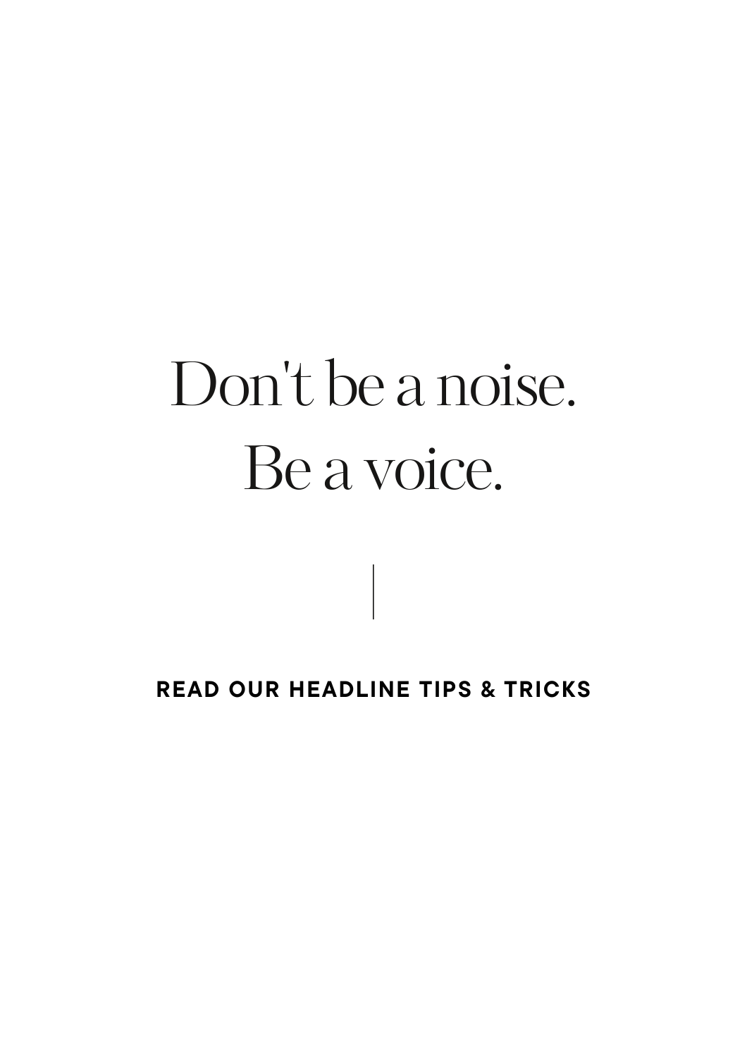# Don't be a noise.
# Be a voice.

**READ OUR HEADLINE TIPS & TRICKS**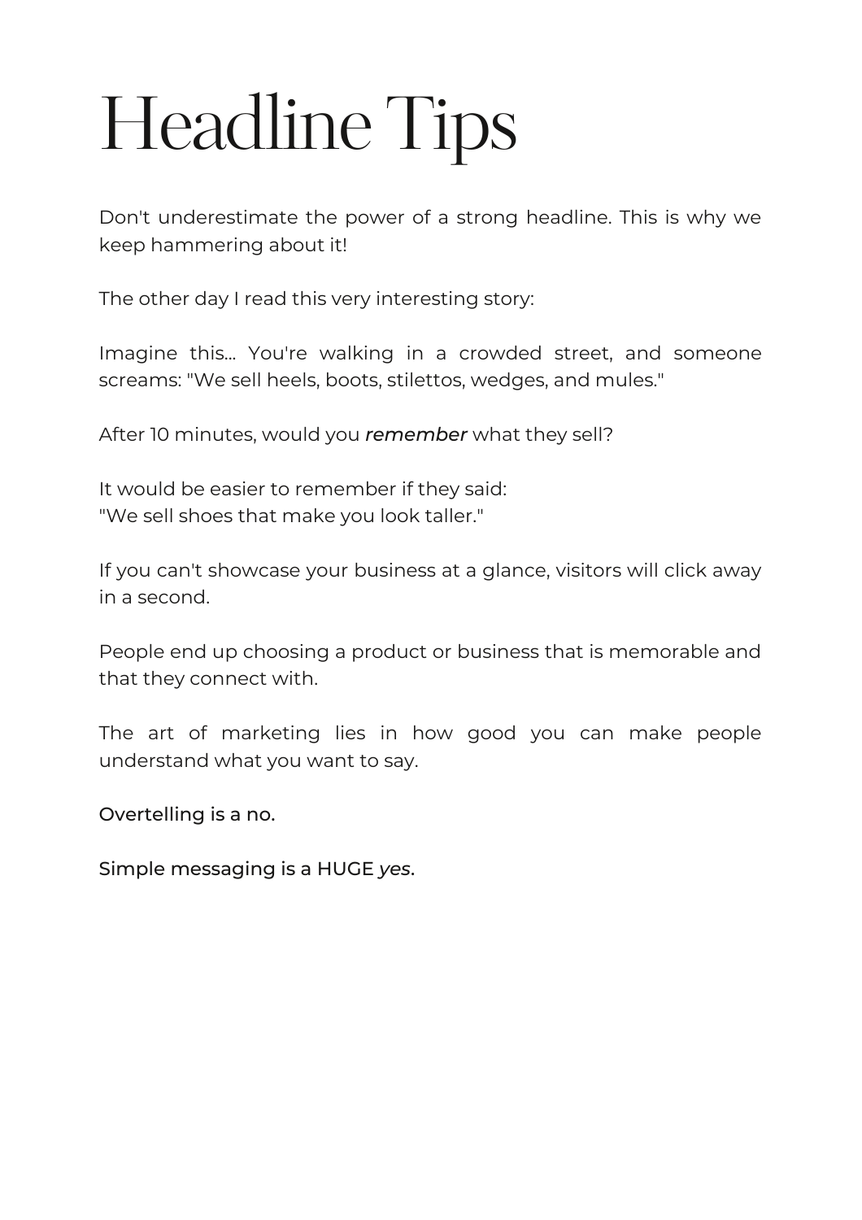# Headline Tips

Don't underestimate the power of a strong headline. This is why we keep hammering about it!

The other day I read this very interesting story:

Imagine this... You're walking in a crowded street, and someone screams: "We sell heels, boots, stilettos, wedges, and mules."

After 10 minutes, would you ***remember*** what they sell?

It would be easier to remember if they said:
"We sell shoes that make you look taller."

If you can't showcase your business at a glance, visitors will click away in a second.

People end up choosing a product or business that is memorable and that they connect with.

The art of marketing lies in how good you can make people understand what you want to say.

Overtelling is a no.

Simple messaging is a HUGE *yes*.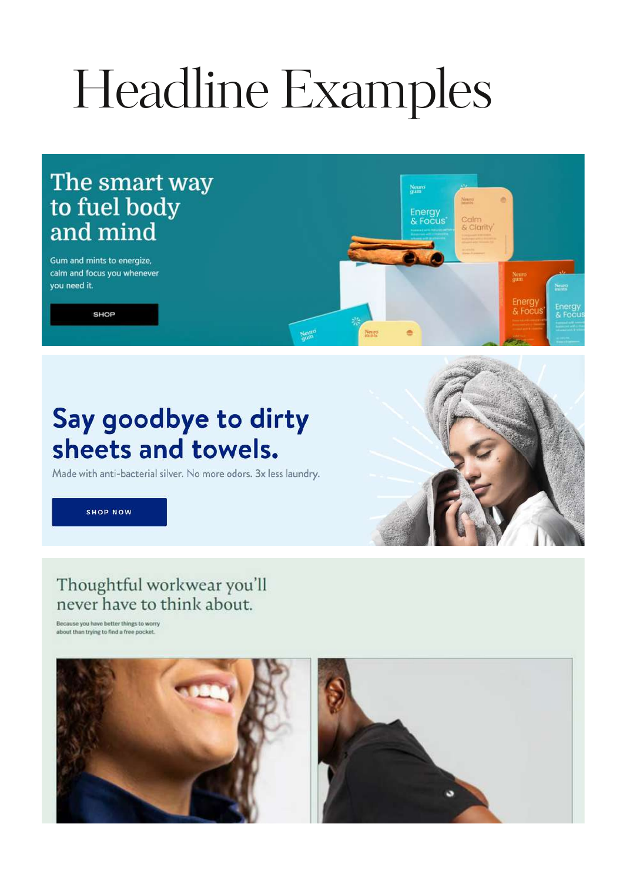# Headline Examples

The smart way to fuel body and mind

Gum and mints to energize, calm and focus you whenever you need it.

SHOP

Say goodbye to dirty sheets and towels.

Made with anti-bacterial silver. No more odors. 3x less laundry.

SHOP NOW

Thoughtful workwear you'll never have to think about.

Because you have better things to worry about than trying to find a free pocket.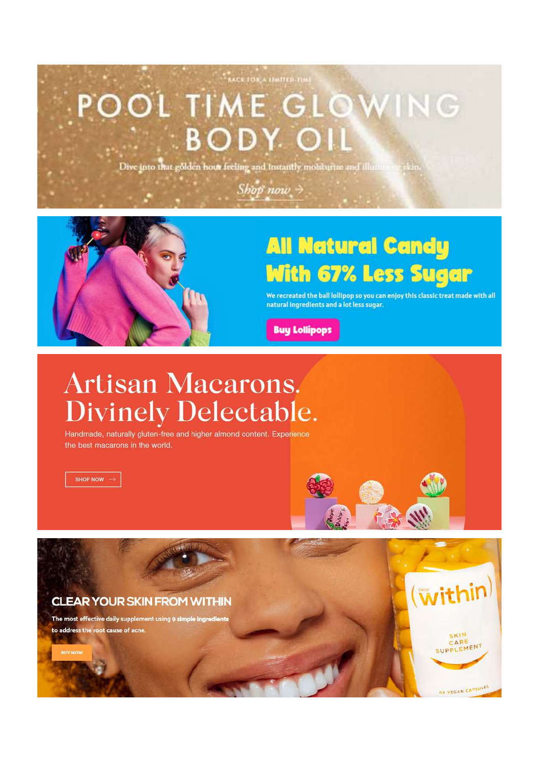BACK FOR A LIMITED TIME

# POOL TIME GLOWING BODY OIL

Dive into that golden hour feeling and instantly moisturize and illuminate skin.

Shop now →

# All Natural Candy With 67% Less Sugar

We recreated the ball lollipop so you can enjoy this classic treat made with all natural ingredients and a lot less sugar.

Buy Lollipops

# Artisan Macarons. Divinely Delectable.

Handmade, naturally gluten-free and higher almond content. Experience the best macarons in the world.

SHOP NOW →

# CLEAR YOUR SKIN FROM WITHIN

The most effective daily supplement using **9 simple ingredients** to address the root cause of acne.

BUY NOW

(dear within)

SKIN CARE SUPPLEMENT

60 VEGAN CAPSULES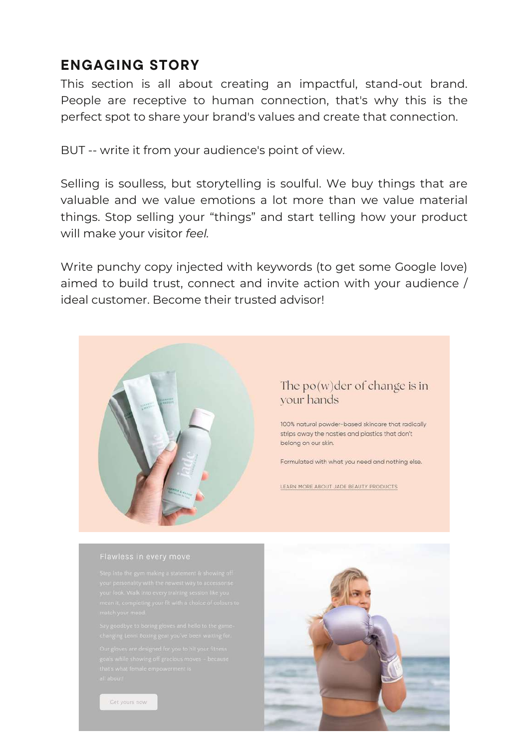## ENGAGING STORY

This section is all about creating an impactful, stand-out brand. People are receptive to human connection, that's why this is the perfect spot to share your brand's values and create that connection.

BUT -- write it from your audience's point of view.

Selling is soulless, but storytelling is soulful. We buy things that are valuable and we value emotions a lot more than we value material things. Stop selling your “things” and start telling how your product will make your visitor *feel.*

Write punchy copy injected with keywords (to get some Google love) aimed to build trust, connect and invite action with your audience / ideal customer. Become their trusted advisor!

The po(w)der of change is in your hands

100% natural powder-based skincare that radically strips away the nasties and plastics that don't belong on our skin.

Formulated with what you need and nothing else.

LEARN MORE ABOUT JADE BEAUTY PRODUCTS

Flawless in every move

Step into the gym making a statement & showing off your personality with the newest way to accessorise your look. Walk into every training session like you mean it, completing your fit with a choice of colours to match your mood.

Say goodbye to boring gloves and hello to the game-changing Lenni Boxing gear you've been waiting for.

Our gloves are designed for you to hit your fitness goals while showing off gracious moves - because that's what female empowerment is all about!

Get yours now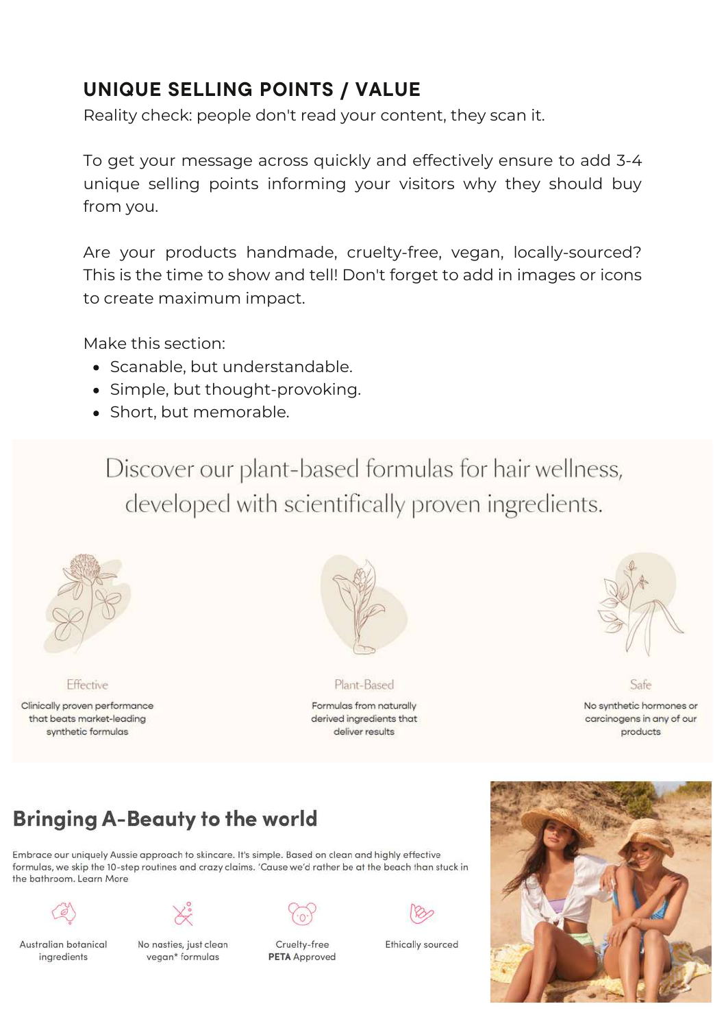## UNIQUE SELLING POINTS / VALUE

Reality check: people don't read your content, they scan it.

To get your message across quickly and effectively ensure to add 3-4 unique selling points informing your visitors why they should buy from you.

Are your products handmade, cruelty-free, vegan, locally-sourced? This is the time to show and tell! Don't forget to add in images or icons to create maximum impact.

Make this section:

- Scanable, but understandable.
- Simple, but thought-provoking.
- Short, but memorable.

Discover our plant-based formulas for hair wellness, developed with scientifically proven ingredients.

Effective

Clinically proven performance that beats market-leading synthetic formulas

Plant-Based

Formulas from naturally derived ingredients that deliver results

Safe

No synthetic hormones or carcinogens in any of our products

## Bringing A-Beauty to the world

Embrace our uniquely Aussie approach to skincare. It's simple. Based on clean and highly effective formulas, we skip the 10-step routines and crazy claims. 'Cause we'd rather be at the beach than stuck in the bathroom. Learn More

Australian botanical ingredients

No nasties, just clean vegan* formulas

Cruelty-free **PETA** Approved

Ethically sourced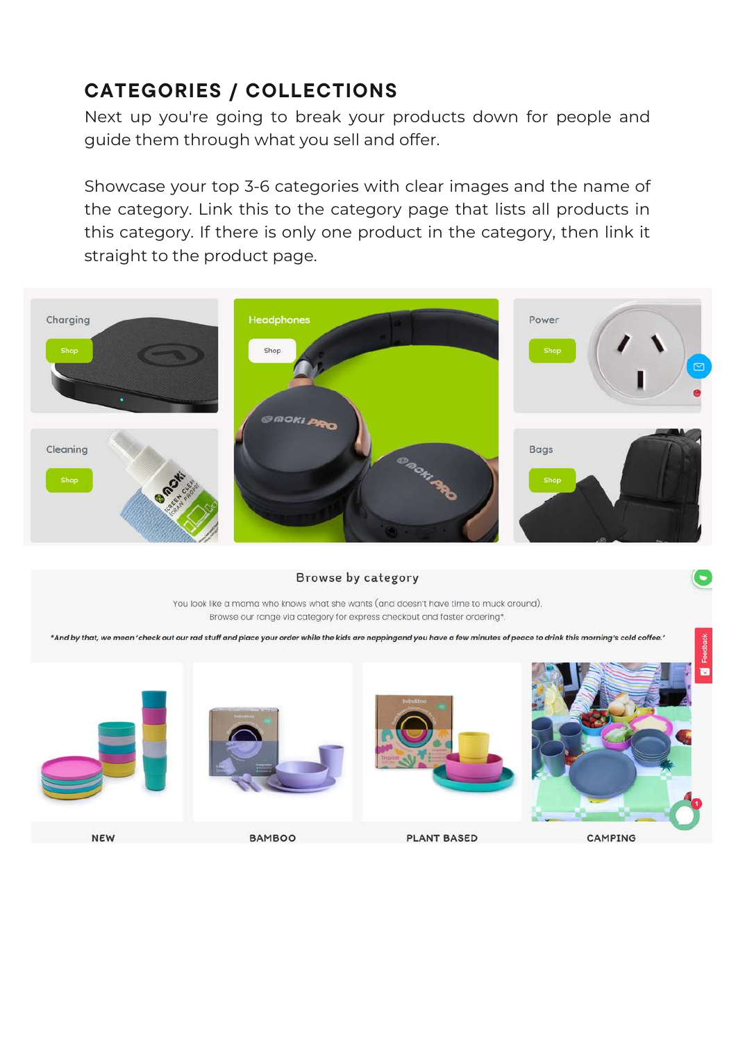## CATEGORIES / COLLECTIONS

Next up you're going to break your products down for people and guide them through what you sell and offer.

Showcase your top 3-6 categories with clear images and the name of the category. Link this to the category page that lists all products in this category. If there is only one product in the category, then link it straight to the product page.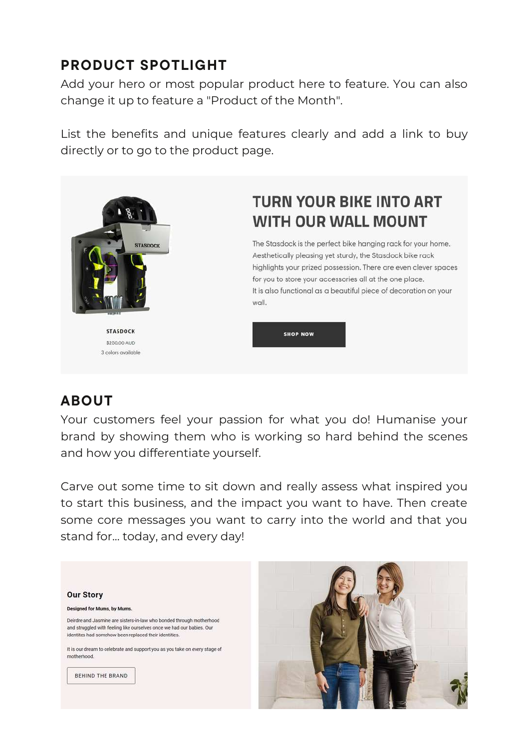## PRODUCT SPOTLIGHT

Add your hero or most popular product here to feature. You can also change it up to feature a "Product of the Month".

List the benefits and unique features clearly and add a link to buy directly or to go to the product page.

STASDOCK

$250.00 AUD

3 colors available

### TURN YOUR BIKE INTO ART WITH OUR WALL MOUNT

The Stasdock is the perfect bike hanging rack for your home. Aesthetically pleasing yet sturdy, the Stasdock bike rack highlights your prized possession. There are even clever spaces for you to store your accessories all at the one place.
It is also functional as a beautiful piece of decoration on your wall.

SHOP NOW

## ABOUT

Your customers feel your passion for what you do! Humanise your brand by showing them who is working so hard behind the scenes and how you differentiate yourself.

Carve out some time to sit down and really assess what inspired you to start this business, and the impact you want to have. Then create some core messages you want to carry into the world and that you stand for... today, and every day!

### Our Story

**Designed for Mums, by Mums.**

Deirdre and Jasmine are sisters-in-law who bonded through motherhood and struggled with feeling like ourselves once we had our babies. Our identites had somehow been replaced their identities.

It is our dream to celebrate and support you as you take on every stage of motherhood.

BEHIND THE BRAND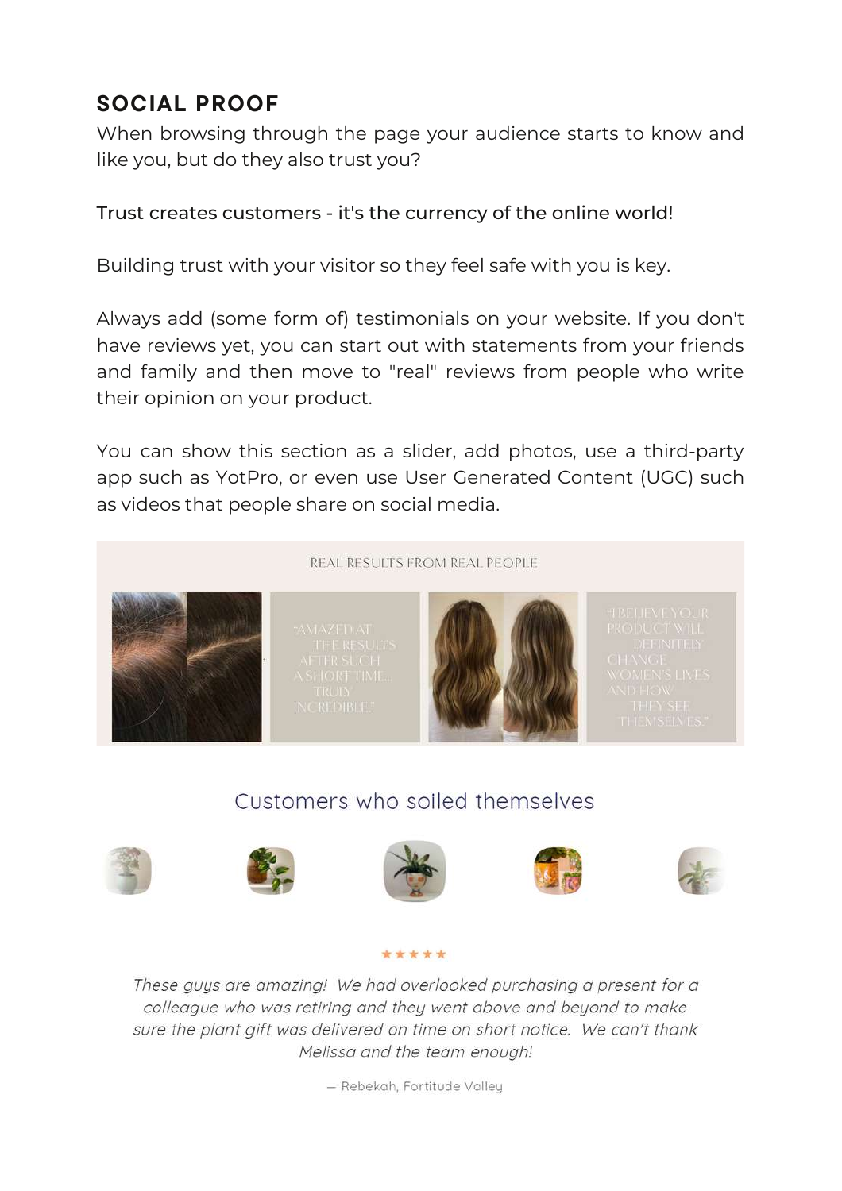## SOCIAL PROOF

When browsing through the page your audience starts to know and like you, but do they also trust you?

Trust creates customers - it's the currency of the online world!

Building trust with your visitor so they feel safe with you is key.

Always add (some form of) testimonials on your website. If you don't have reviews yet, you can start out with statements from your friends and family and then move to "real" reviews from people who write their opinion on your product.

You can show this section as a slider, add photos, use a third-party app such as YotPro, or even use User Generated Content (UGC) such as videos that people share on social media.

REAL RESULTS FROM REAL PEOPLE

"AMAZED AT THE RESULTS AFTER SUCH A SHORT TIME... TRULY INCREDIBLE."

"I BELIEVE YOUR PRODUCT WILL DEFINITELY CHANGE WOMEN'S LIVES AND HOW THEY SEE THEMSELVES."

Customers who soiled themselves

★★★★★

*These guys are amazing! We had overlooked purchasing a present for a colleague who was retiring and they went above and beyond to make sure the plant gift was delivered on time on short notice. We can't thank Melissa and the team enough!*

— Rebekah, Fortitude Valley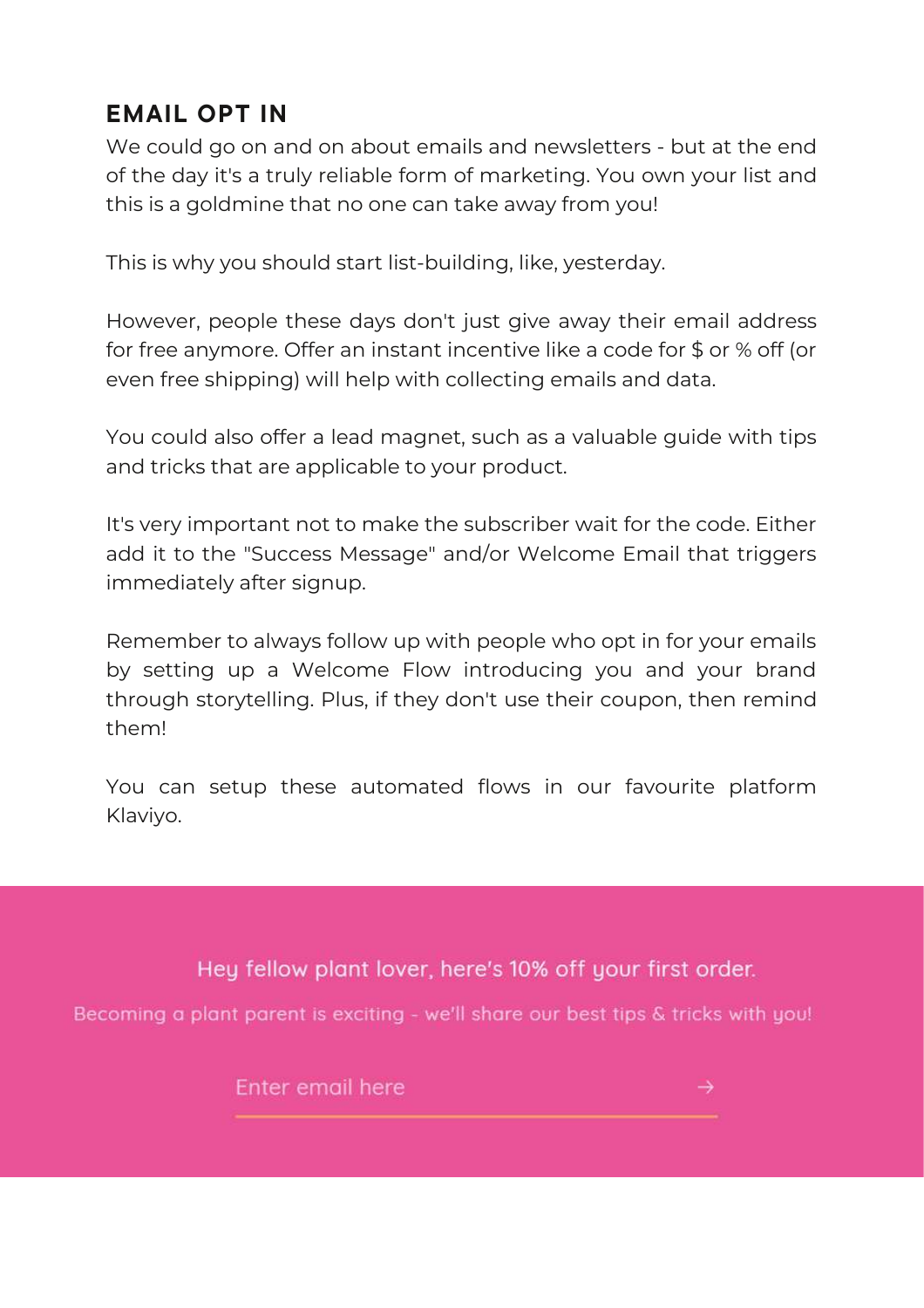## EMAIL OPT IN

We could go on and on about emails and newsletters - but at the end of the day it's a truly reliable form of marketing. You own your list and this is a goldmine that no one can take away from you!

This is why you should start list-building, like, yesterday.

However, people these days don't just give away their email address for free anymore. Offer an instant incentive like a code for $ or % off (or even free shipping) will help with collecting emails and data.

You could also offer a lead magnet, such as a valuable guide with tips and tricks that are applicable to your product.

It's very important not to make the subscriber wait for the code. Either add it to the "Success Message" and/or Welcome Email that triggers immediately after signup.

Remember to always follow up with people who opt in for your emails by setting up a Welcome Flow introducing you and your brand through storytelling. Plus, if they don't use their coupon, then remind them!

You can setup these automated flows in our favourite platform Klaviyo.

Hey fellow plant lover, here's 10% off your first order.

Becoming a plant parent is exciting - we'll share our best tips & tricks with you!

Enter email here →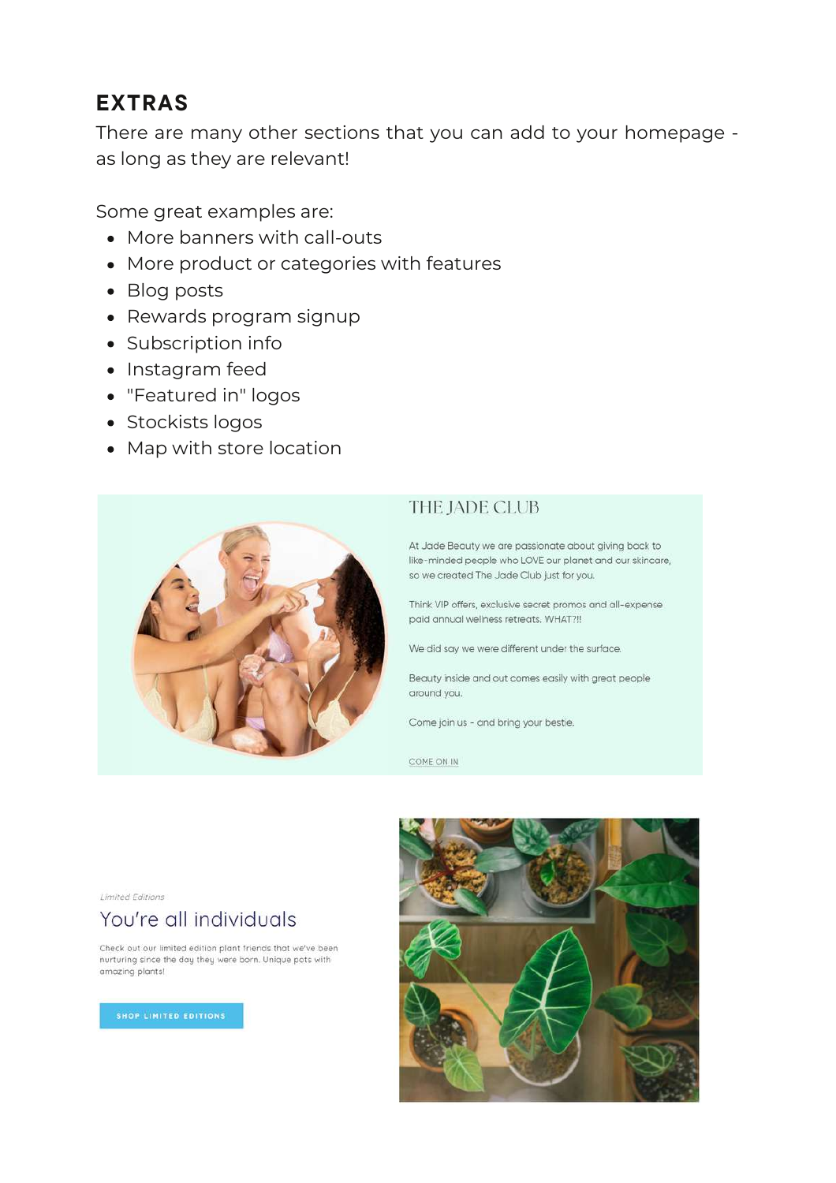## EXTRAS

There are many other sections that you can add to your homepage - as long as they are relevant!

Some great examples are:

- More banners with call-outs
- More product or categories with features
- Blog posts
- Rewards program signup
- Subscription info
- Instagram feed
- "Featured in" logos
- Stockists logos
- Map with store location

THE JADE CLUB

At Jade Beauty we are passionate about giving back to like-minded people who LOVE our planet and our skincare, so we created The Jade Club just for you.

Think VIP offers, exclusive secret promos and all-expense paid annual wellness retreats. WHAT?!!

We did say we were different under the surface.

Beauty inside and out comes easily with great people around you.

Come join us - and bring your bestie.

COME ON IN

*Limited Editions*

You're all individuals

Check out our limited edition plant friends that we've been nurturing since the day they were born. Unique pots with amazing plants!

SHOP LIMITED EDITIONS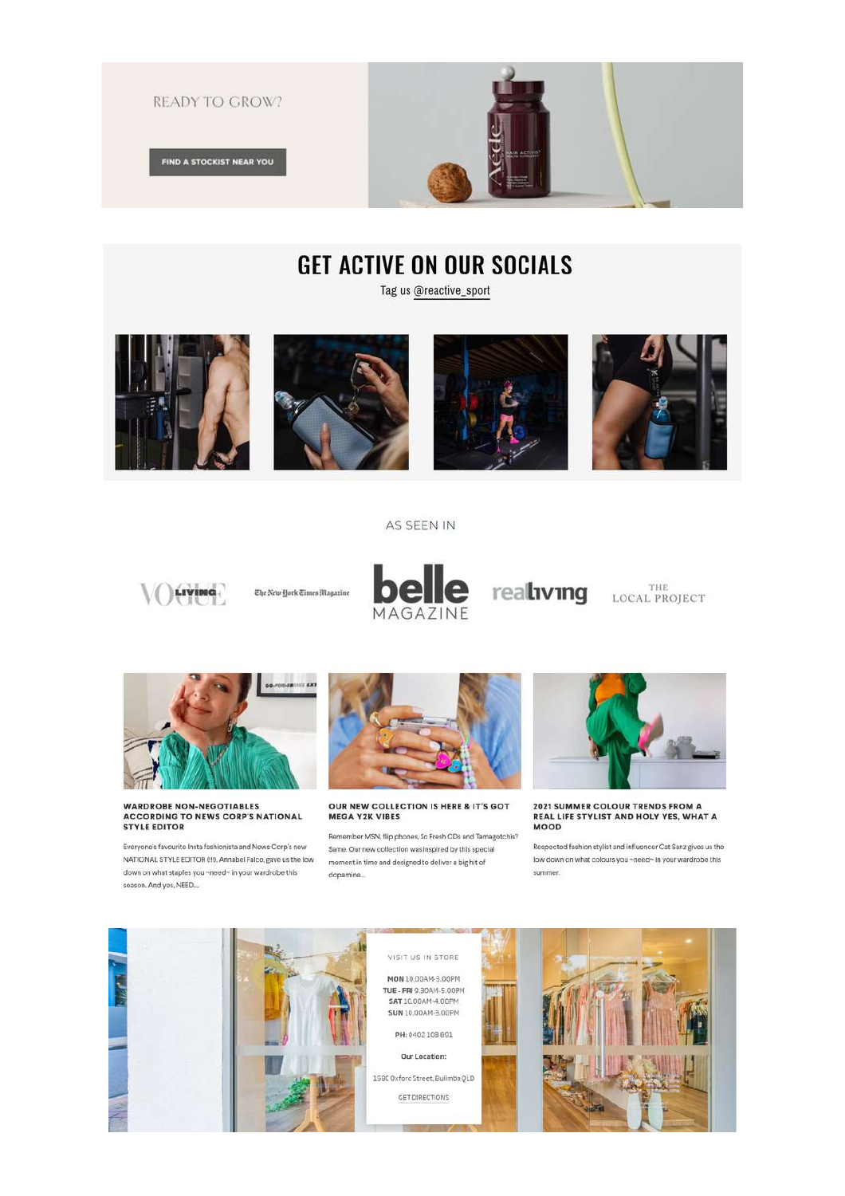READY TO GROW?

FIND A STOCKIST NEAR YOU

## GET ACTIVE ON OUR SOCIALS

Tag us @reactive_sport

AS SEEN IN

VOGUE LIVING | The New York Times Magazine | belle MAGAZINE | realliving | THE LOCAL PROJECT

### WARDROBE NON-NEGOTIABLES ACCORDING TO NEWS CORP'S NATIONAL STYLE EDITOR

Everyone's favourite Insta fashionista and News Corp's new NATIONAL STYLE EDITOR (!!!), Annabel Falco, gave us the low down on what staples you ~need~ in your wardrobe this season. And yes, NEED...

### OUR NEW COLLECTION IS HERE & IT'S GOT MEGA Y2K VIBES

Remember MSN, flip phones, So Fresh CDs and Tamagotchis? Same. Our new collection was inspired by this special moment in time and designed to deliver a big hit of dopamine...

### 2021 SUMMER COLOUR TRENDS FROM A REAL LIFE STYLIST AND HOLY YES, WHAT A MOOD

Respected fashion stylist and influencer Cat Sanz gives us the low down on what colours you ~need~ in your wardrobe this summer.

VISIT US IN STORE

**MON** 10.00AM-3.00PM
**TUE - FRI** 9.30AM-5.00PM
**SAT** 10.00AM-4.00PM
**SUN** 10.00AM-3.00PM

**PH:** 0402 108 691

**Our Location:**

158C Oxford Street, Bulimba QLD

GET DIRECTIONS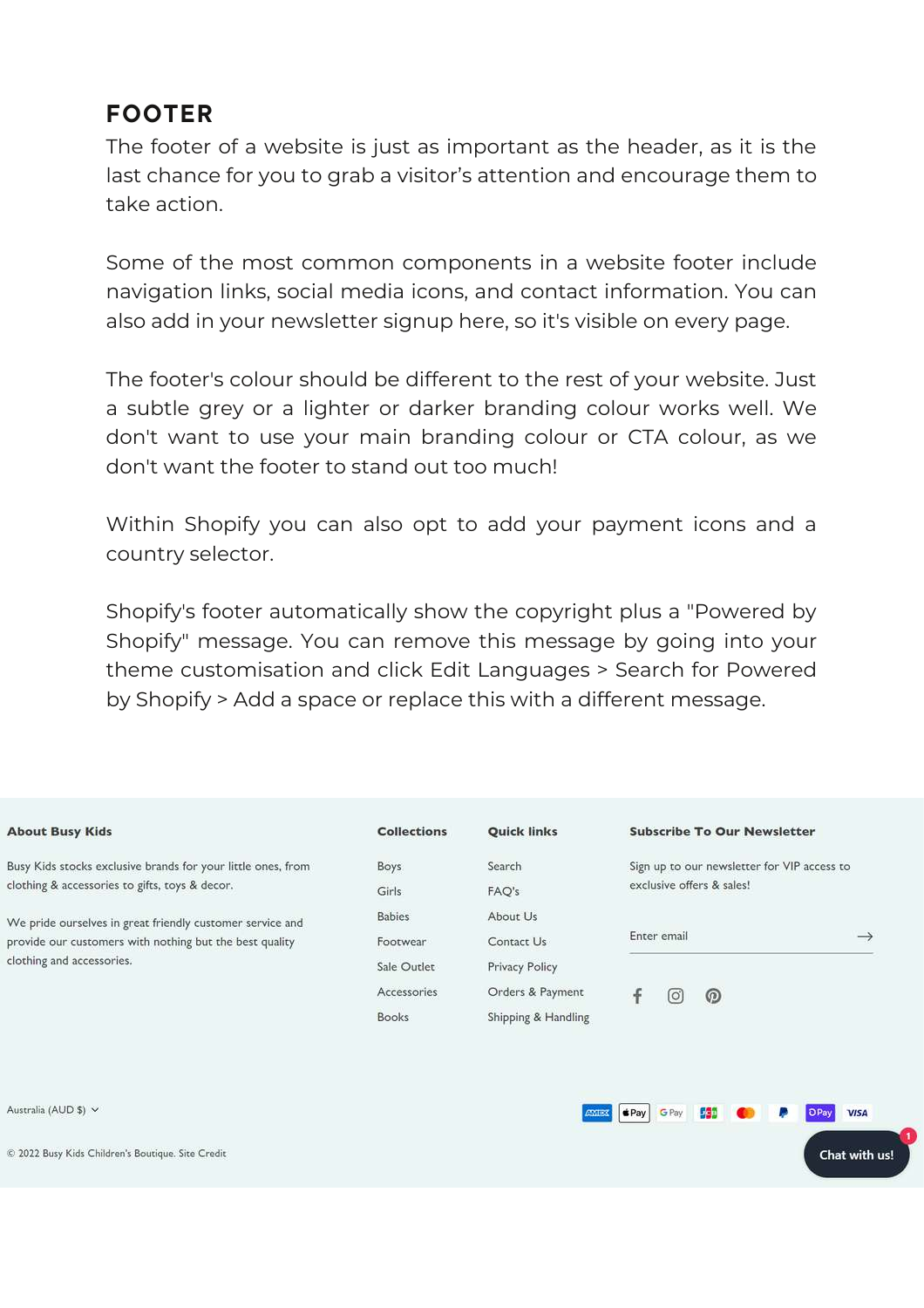## FOOTER

The footer of a website is just as important as the header, as it is the last chance for you to grab a visitor's attention and encourage them to take action.

Some of the most common components in a website footer include navigation links, social media icons, and contact information. You can also add in your newsletter signup here, so it's visible on every page.

The footer's colour should be different to the rest of your website. Just a subtle grey or a lighter or darker branding colour works well. We don't want to use your main branding colour or CTA colour, as we don't want the footer to stand out too much!

Within Shopify you can also opt to add your payment icons and a country selector.

Shopify's footer automatically show the copyright plus a "Powered by Shopify" message. You can remove this message by going into your theme customisation and click Edit Languages > Search for Powered by Shopify > Add a space or replace this with a different message.

**About Busy Kids**

Busy Kids stocks exclusive brands for your little ones, from clothing & accessories to gifts, toys & decor.

We pride ourselves in great friendly customer service and provide our customers with nothing but the best quality clothing and accessories.

**Collections**

Boys
Girls
Babies
Footwear
Sale Outlet
Accessories
Books

**Quick links**

Search
FAQ's
About Us
Contact Us
Privacy Policy
Orders & Payment
Shipping & Handling

**Subscribe To Our Newsletter**

Sign up to our newsletter for VIP access to exclusive offers & sales!

Enter email

Australia (AUD $)

© 2022 Busy Kids Children's Boutique. Site Credit

Chat with us!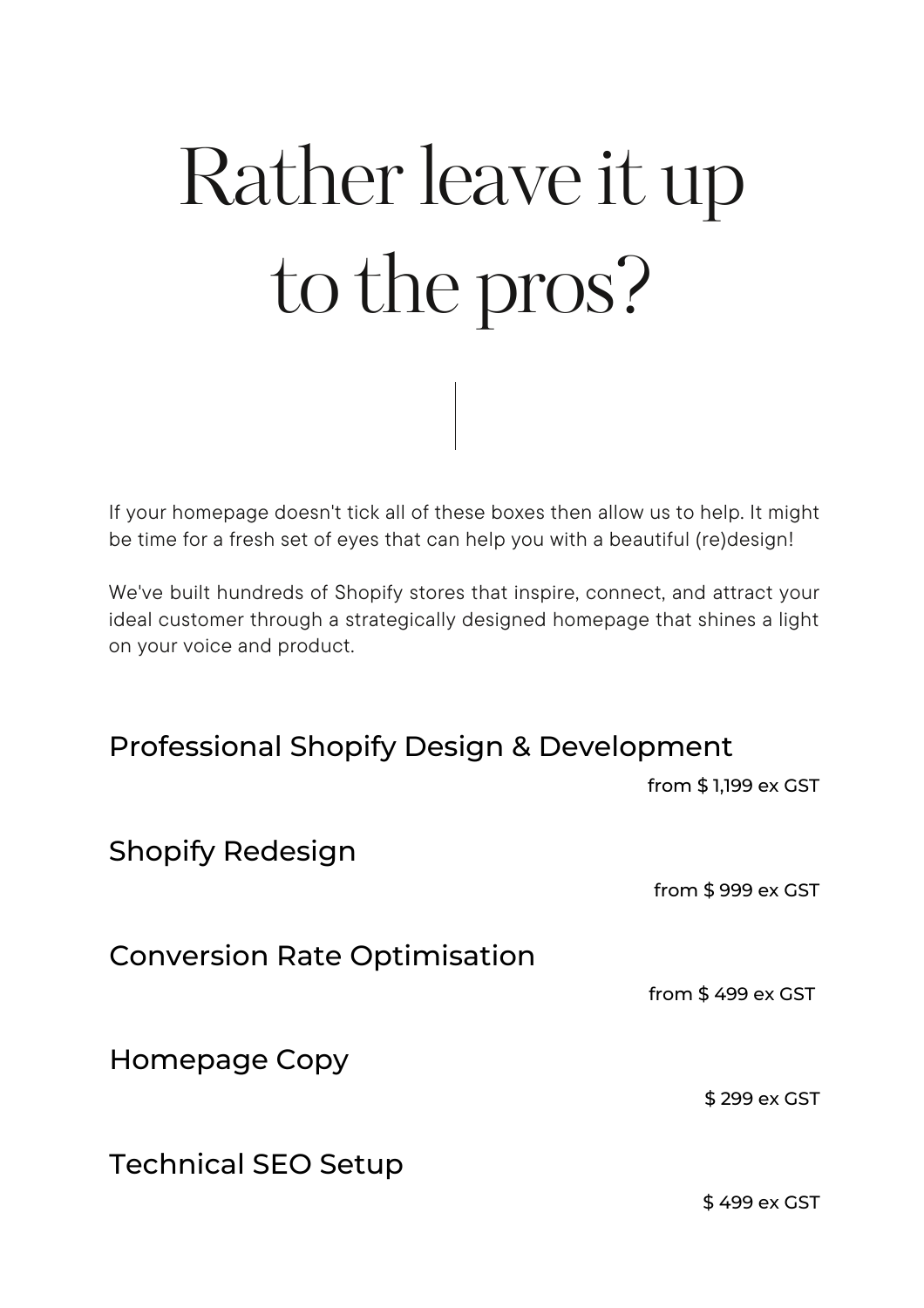# Rather leave it up to the pros?

If your homepage doesn't tick all of these boxes then allow us to help. It might be time for a fresh set of eyes that can help you with a beautiful (re)design!

We've built hundreds of Shopify stores that inspire, connect, and attract your ideal customer through a strategically designed homepage that shines a light on your voice and product.

### Professional Shopify Design & Development

from $ 1,199 ex GST

### Shopify Redesign

from $ 999 ex GST

### Conversion Rate Optimisation

from $ 499 ex GST

### Homepage Copy

$ 299 ex GST

### Technical SEO Setup

$ 499 ex GST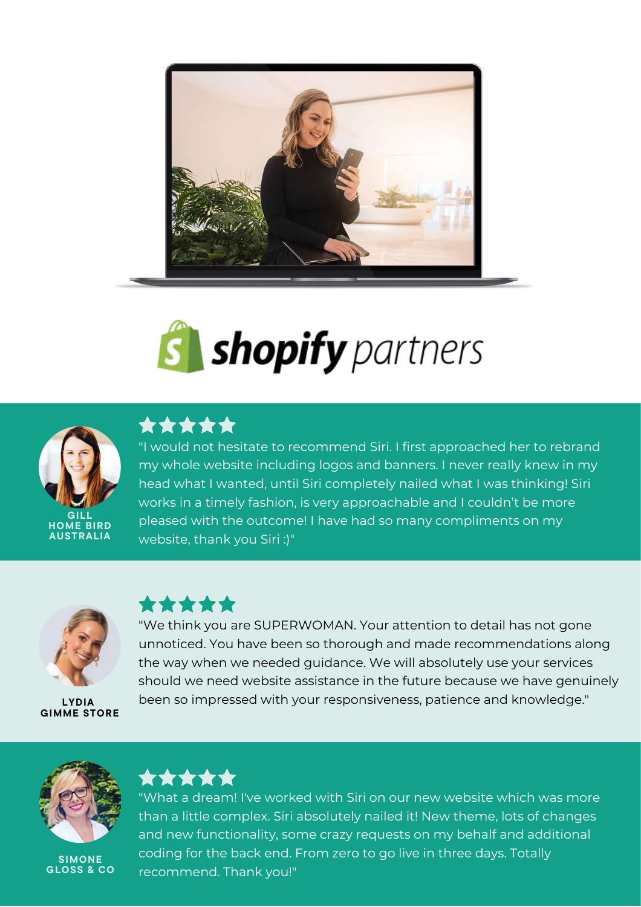**shopify** partners

★★★★★

"I would not hesitate to recommend Siri. I first approached her to rebrand my whole website including logos and banners. I never really knew in my head what I wanted, until Siri completely nailed what I was thinking! Siri works in a timely fashion, is very approachable and I couldn't be more pleased with the outcome! I have had so many compliments on my website, thank you Siri :)"

**GILL**
**HOME BIRD AUSTRALIA**

★★★★★

"We think you are SUPERWOMAN. Your attention to detail has not gone unnoticed. You have been so thorough and made recommendations along the way when we needed guidance. We will absolutely use your services should we need website assistance in the future because we have genuinely been so impressed with your responsiveness, patience and knowledge."

**LYDIA**
**GIMME STORE**

★★★★★

"What a dream! I've worked with Siri on our new website which was more than a little complex. Siri absolutely nailed it! New theme, lots of changes and new functionality, some crazy requests on my behalf and additional coding for the back end. From zero to go live in three days. Totally recommend. Thank you!"

**SIMONE**
**GLOSS & CO**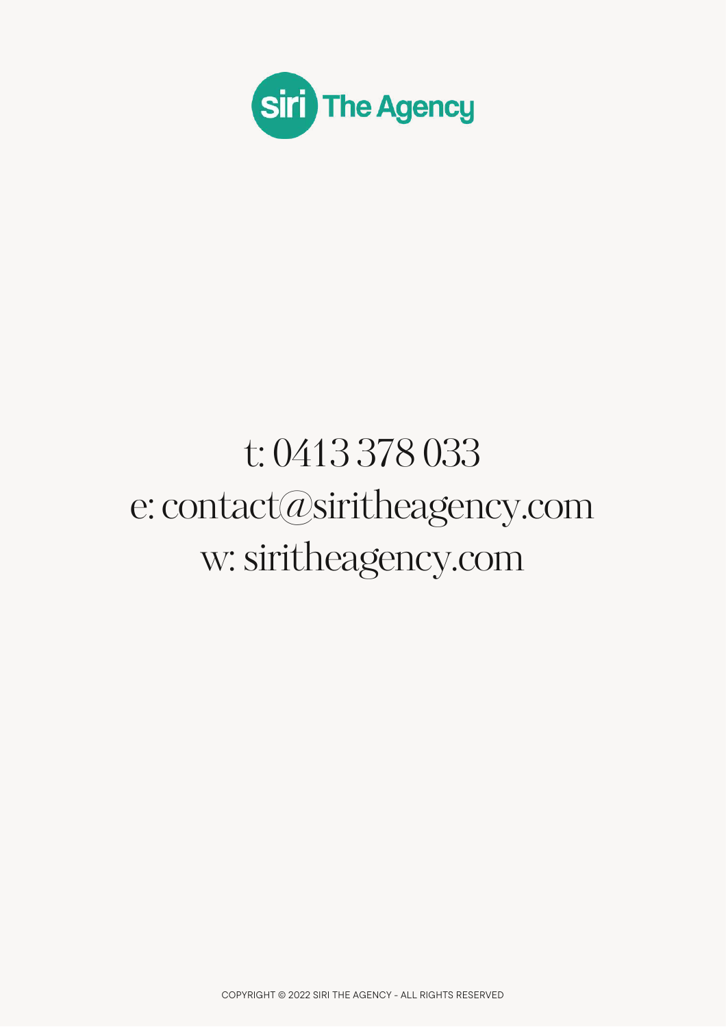siri The Agency

t: 0413 378 033
e: contact@siritheagency.com
w: siritheagency.com

COPYRIGHT © 2022 SIRI THE AGENCY - ALL RIGHTS RESERVED